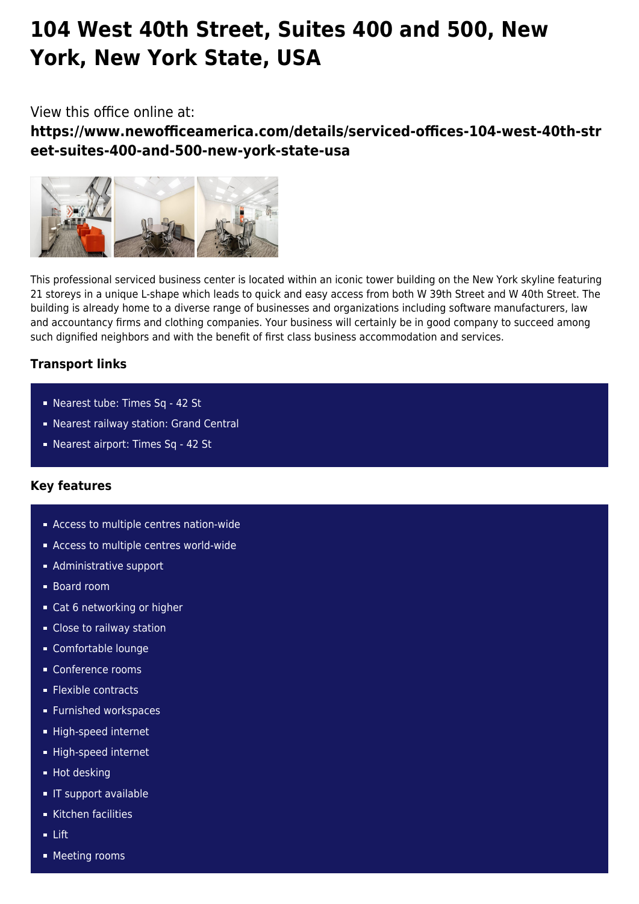# 104 West 40th Street, Suites 400 and 500, New York, New York State, USA

View this office online at:

**https://www.newofficeamerica.com/details/serviced-offices-104-west-40th-street-suites-400-and-500-new-york-state-usa**

This professional serviced business center is located within an iconic tower building on the New York skyline featuring 21 storeys in a unique L-shape which leads to quick and easy access from both W 39th Street and W 40th Street. The building is already home to a diverse range of businesses and organizations including software manufacturers, law and accountancy firms and clothing companies. Your business will certainly be in good company to succeed among such dignified neighbors and with the benefit of first class business accommodation and services.

### Transport links

- Nearest tube: Times Sq - 42 St
- Nearest railway station: Grand Central
- Nearest airport: Times Sq - 42 St

### Key features

- Access to multiple centres nation-wide
- Access to multiple centres world-wide
- Administrative support
- Board room
- Cat 6 networking or higher
- Close to railway station
- Comfortable lounge
- Conference rooms
- Flexible contracts
- Furnished workspaces
- High-speed internet
- High-speed internet
- Hot desking
- IT support available
- Kitchen facilities
- Lift
- Meeting rooms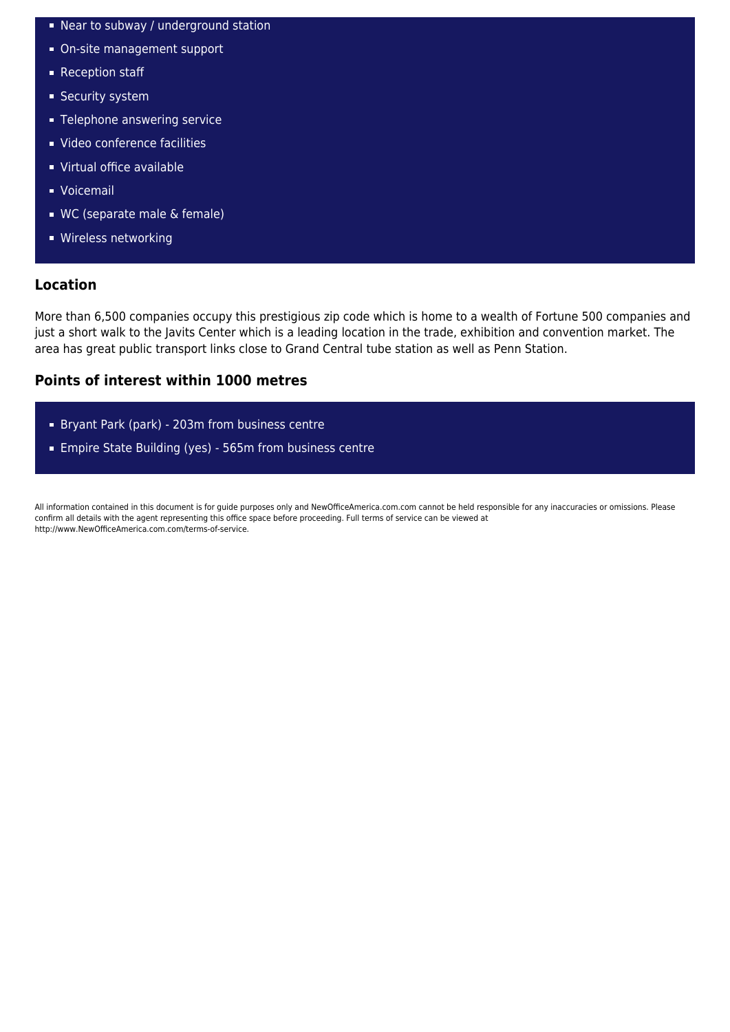- Near to subway / underground station
- On-site management support
- Reception staff
- Security system
- Telephone answering service
- Video conference facilities
- Virtual office available
- Voicemail
- WC (separate male & female)
- Wireless networking

## Location

More than 6,500 companies occupy this prestigious zip code which is home to a wealth of Fortune 500 companies and just a short walk to the Javits Center which is a leading location in the trade, exhibition and convention market. The area has great public transport links close to Grand Central tube station as well as Penn Station.

## Points of interest within 1000 metres

- Bryant Park (park) - 203m from business centre
- Empire State Building (yes) - 565m from business centre

All information contained in this document is for guide purposes only and NewOfficeAmerica.com.com cannot be held responsible for any inaccuracies or omissions. Please confirm all details with the agent representing this office space before proceeding. Full terms of service can be viewed at http://www.NewOfficeAmerica.com.com/terms-of-service.